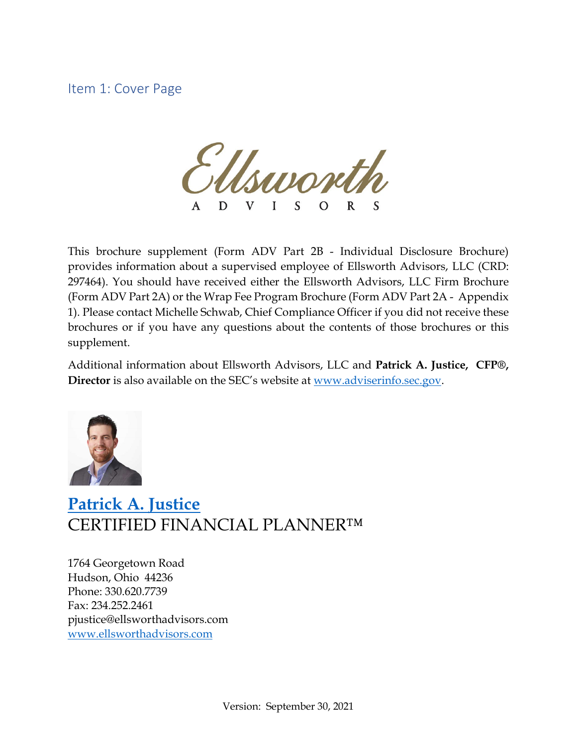## Item 1: Cover Page

Ellsworth
A D V I S O R S

This brochure supplement (Form ADV Part 2B - Individual Disclosure Brochure) provides information about a supervised employee of Ellsworth Advisors, LLC (CRD: 297464). You should have received either the Ellsworth Advisors, LLC Firm Brochure (Form ADV Part 2A) or the Wrap Fee Program Brochure (Form ADV Part 2A - Appendix 1). Please contact Michelle Schwab, Chief Compliance Officer if you did not receive these brochures or if you have any questions about the contents of those brochures or this supplement.

Additional information about Ellsworth Advisors, LLC and **Patrick A. Justice, CFP®, Director** is also available on the SEC's website at www.adviserinfo.sec.gov.

# Patrick A. Justice
CERTIFIED FINANCIAL PLANNER™

1764 Georgetown Road
Hudson, Ohio 44236
Phone: 330.620.7739
Fax: 234.252.2461
pjustice@ellsworthadvisors.com
www.ellsworthadvisors.com

Version: September 30, 2021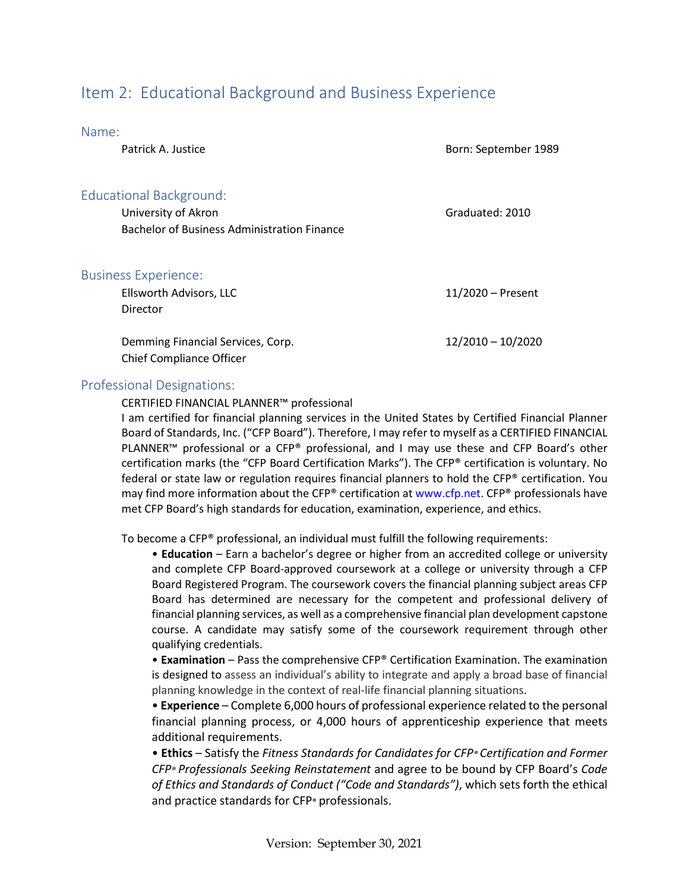## Item 2: Educational Background and Business Experience

### Name:

Patrick A. Justice — Born: September 1989

### Educational Background:

University of Akron — Graduated: 2010
Bachelor of Business Administration Finance

### Business Experience:

Ellsworth Advisors, LLC — 11/2020 – Present
Director

Demming Financial Services, Corp. — 12/2010 – 10/2020
Chief Compliance Officer

### Professional Designations:

CERTIFIED FINANCIAL PLANNER™ professional

I am certified for financial planning services in the United States by Certified Financial Planner Board of Standards, Inc. ("CFP Board"). Therefore, I may refer to myself as a CERTIFIED FINANCIAL PLANNER™ professional or a CFP® professional, and I may use these and CFP Board's other certification marks (the "CFP Board Certification Marks"). The CFP® certification is voluntary. No federal or state law or regulation requires financial planners to hold the CFP® certification. You may find more information about the CFP® certification at www.cfp.net. CFP® professionals have met CFP Board's high standards for education, examination, experience, and ethics.

To become a CFP® professional, an individual must fulfill the following requirements:

- **Education** – Earn a bachelor's degree or higher from an accredited college or university and complete CFP Board-approved coursework at a college or university through a CFP Board Registered Program. The coursework covers the financial planning subject areas CFP Board has determined are necessary for the competent and professional delivery of financial planning services, as well as a comprehensive financial plan development capstone course. A candidate may satisfy some of the coursework requirement through other qualifying credentials.
- **Examination** – Pass the comprehensive CFP® Certification Examination. The examination is designed to assess an individual's ability to integrate and apply a broad base of financial planning knowledge in the context of real-life financial planning situations.
- **Experience** – Complete 6,000 hours of professional experience related to the personal financial planning process, or 4,000 hours of apprenticeship experience that meets additional requirements.
- **Ethics** – Satisfy the *Fitness Standards for Candidates for CFP® Certification and Former CFP® Professionals Seeking Reinstatement* and agree to be bound by CFP Board's *Code of Ethics and Standards of Conduct ("Code and Standards")*, which sets forth the ethical and practice standards for CFP® professionals.

Version: September 30, 2021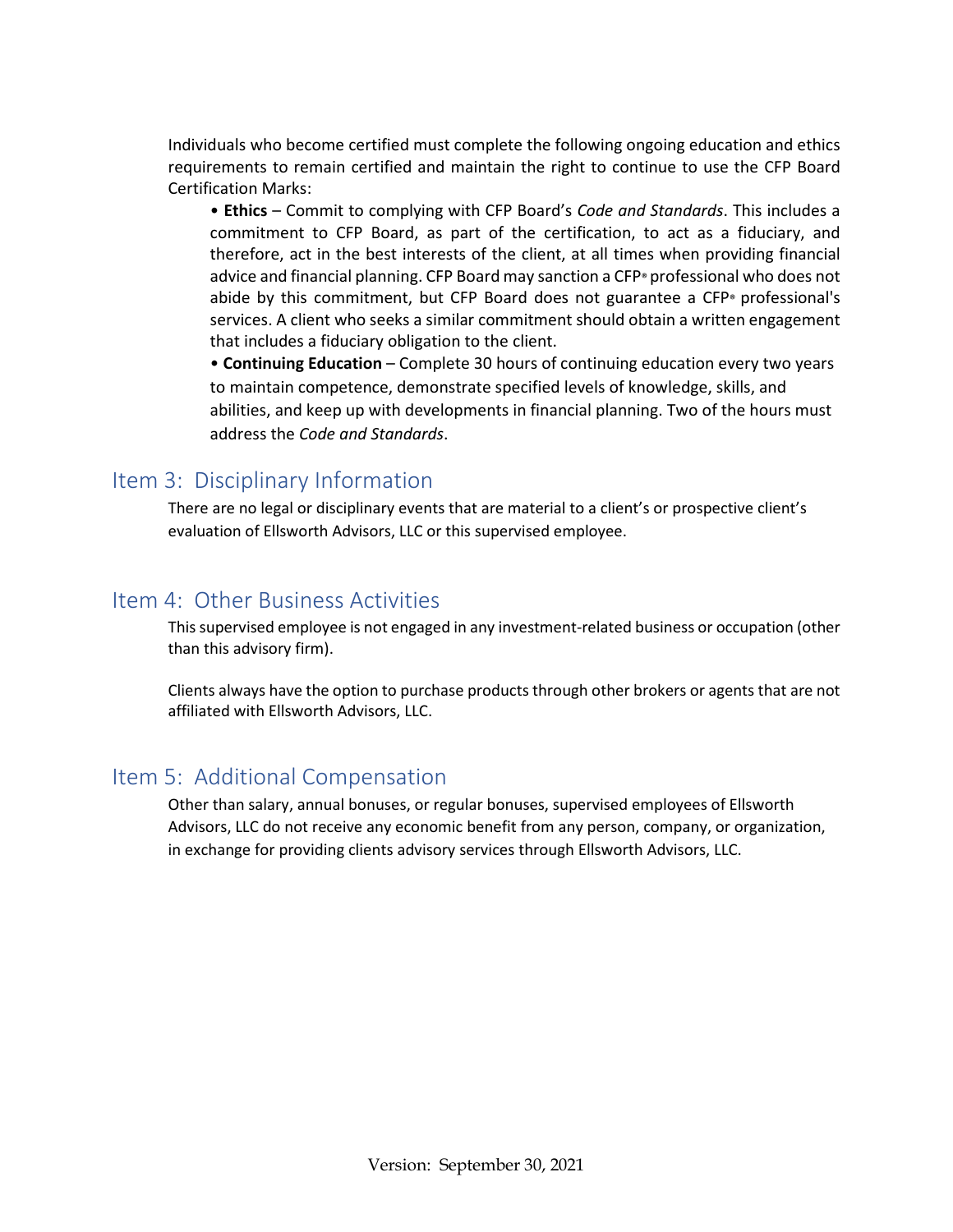Individuals who become certified must complete the following ongoing education and ethics requirements to remain certified and maintain the right to continue to use the CFP Board Certification Marks:

- **Ethics** – Commit to complying with CFP Board's *Code and Standards*. This includes a commitment to CFP Board, as part of the certification, to act as a fiduciary, and therefore, act in the best interests of the client, at all times when providing financial advice and financial planning. CFP Board may sanction a CFP® professional who does not abide by this commitment, but CFP Board does not guarantee a CFP® professional's services. A client who seeks a similar commitment should obtain a written engagement that includes a fiduciary obligation to the client.
- **Continuing Education** – Complete 30 hours of continuing education every two years to maintain competence, demonstrate specified levels of knowledge, skills, and abilities, and keep up with developments in financial planning. Two of the hours must address the *Code and Standards*.

## Item 3: Disciplinary Information

There are no legal or disciplinary events that are material to a client's or prospective client's evaluation of Ellsworth Advisors, LLC or this supervised employee.

## Item 4: Other Business Activities

This supervised employee is not engaged in any investment-related business or occupation (other than this advisory firm).

Clients always have the option to purchase products through other brokers or agents that are not affiliated with Ellsworth Advisors, LLC.

## Item 5: Additional Compensation

Other than salary, annual bonuses, or regular bonuses, supervised employees of Ellsworth Advisors, LLC do not receive any economic benefit from any person, company, or organization, in exchange for providing clients advisory services through Ellsworth Advisors, LLC.

Version: September 30, 2021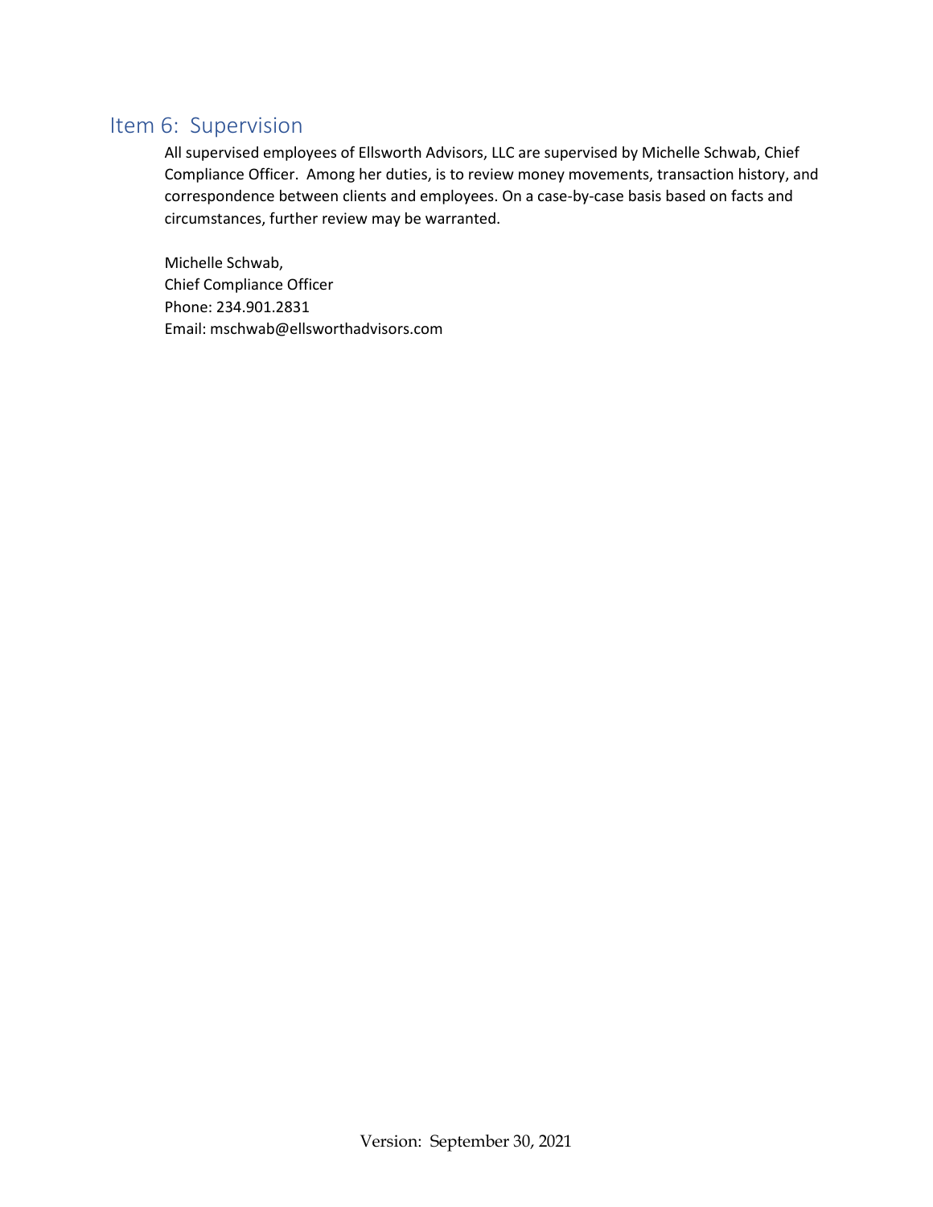## Item 6: Supervision

All supervised employees of Ellsworth Advisors, LLC are supervised by Michelle Schwab, Chief Compliance Officer. Among her duties, is to review money movements, transaction history, and correspondence between clients and employees. On a case-by-case basis based on facts and circumstances, further review may be warranted.

Michelle Schwab,
Chief Compliance Officer
Phone: 234.901.2831
Email: mschwab@ellsworthadvisors.com

Version: September 30, 2021